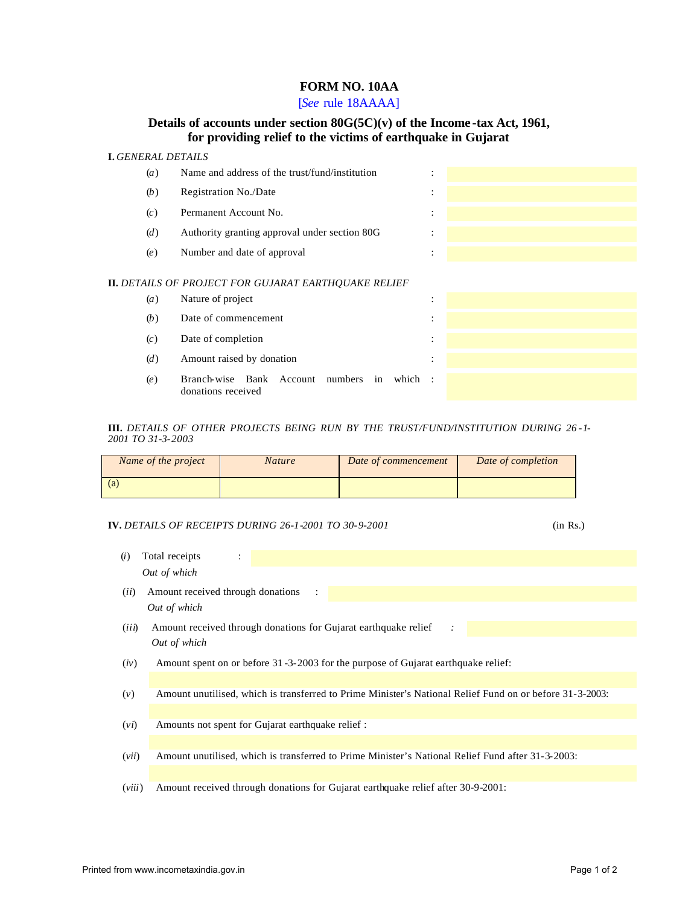# FORM NO. 10AA

[*See* rule 18AAAA]

## Details of accounts under section 80G(5C)(v) of the Income-tax Act, 1961, for providing relief to the victims of earthquake in Gujarat

**I.** *GENERAL DETAILS*

(*a*) Name and address of the trust/fund/institution :

(*b*) Registration No./Date :

(*c*) Permanent Account No. :

(*d*) Authority granting approval under section 80G :

(*e*) Number and date of approval :

**II.** *DETAILS OF PROJECT FOR GUJARAT EARTHQUAKE RELIEF*

(*a*) Nature of project :

(*b*) Date of commencement :

(*c*) Date of completion :

(*d*) Amount raised by donation :

(*e*) Branch-wise Bank Account numbers in which donations received :

**III.** *DETAILS OF OTHER PROJECTS BEING RUN BY THE TRUST/FUND/INSTITUTION DURING 26-1-2001 TO 31-3-2003*

| *Name of the project* | *Nature* | *Date of commencement* | *Date of completion* |
|---|---|---|---|
| (a) | | | |

**IV.** *DETAILS OF RECEIPTS DURING 26-1-2001 TO 30-9-2001* (in Rs.)

(*i*) Total receipts :

*Out of which*

(*ii*) Amount received through donations :

*Out of which*

(*iii*) Amount received through donations for Gujarat earthquake relief :

*Out of which*

(*iv*) Amount spent on or before 31-3-2003 for the purpose of Gujarat earthquake relief:

(*v*) Amount unutilised, which is transferred to Prime Minister's National Relief Fund on or before 31-3-2003:

(*vi*) Amounts not spent for Gujarat earthquake relief :

(*vii*) Amount unutilised, which is transferred to Prime Minister's National Relief Fund after 31-3-2003:

(*viii*) Amount received through donations for Gujarat earthquake relief after 30-9-2001: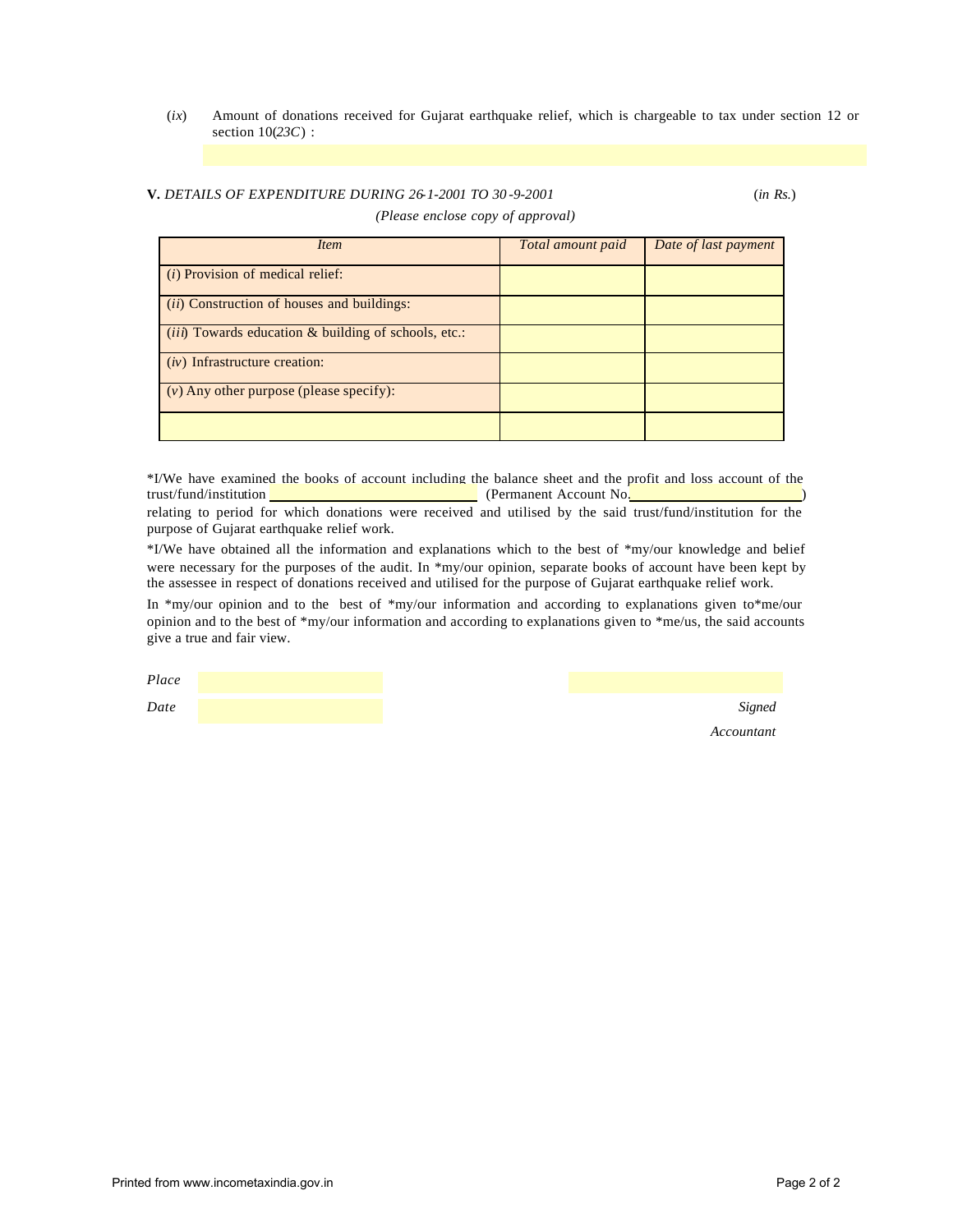(*ix*) Amount of donations received for Gujarat earthquake relief, which is chargeable to tax under section 12 or section 10(*23C*) :

**V.** *DETAILS OF EXPENDITURE DURING 26-1-2001 TO 30-9-2001* (*in Rs.*)

*(Please enclose copy of approval)*

| *Item* | *Total amount paid* | *Date of last payment* |
|---|---|---|
| (*i*) Provision of medical relief: | | |
| (*ii*) Construction of houses and buildings: | | |
| (*iii*) Towards education & building of schools, etc.: | | |
| (*iv*) Infrastructure creation: | | |
| (*v*) Any other purpose (please specify): | | |
| | | |

*I/We have examined the books of account including the balance sheet and the profit and loss account of the trust/fund/institution ____________________ (Permanent Account No.____________________) relating to period for which donations were received and utilised by the said trust/fund/institution for the purpose of Gujarat earthquake relief work.

*I/We have obtained all the information and explanations which to the best of *my/our knowledge and belief were necessary for the purposes of the audit. In *my/our opinion, separate books of account have been kept by the assessee in respect of donations received and utilised for the purpose of Gujarat earthquake relief work.

In *my/our opinion and to the best of *my/our information and according to explanations given to*me/our opinion and to the best of *my/our information and according to explanations given to *me/us, the said accounts give a true and fair view.

*Place*

*Date*

*Signed*

*Accountant*